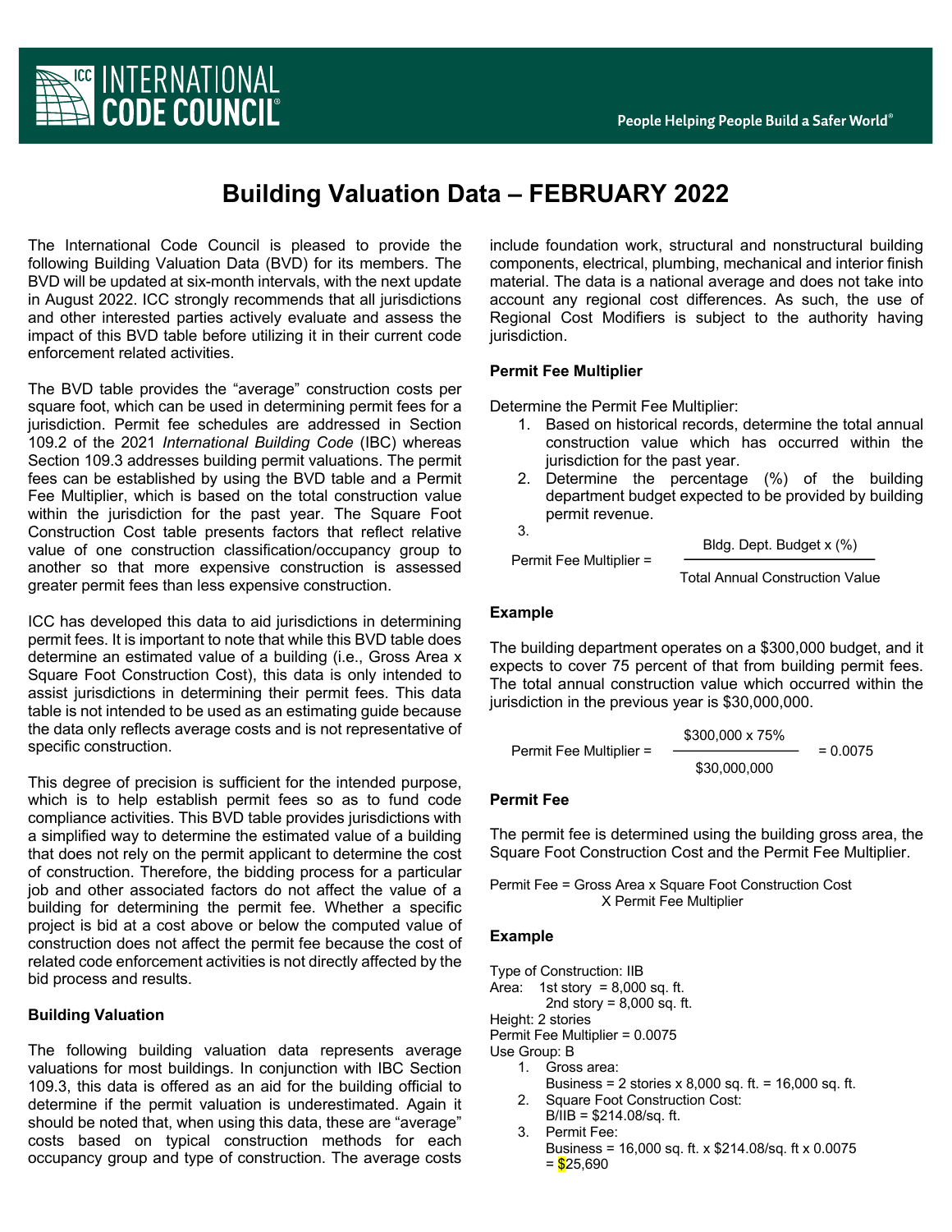# Building Valuation Data – FEBRUARY 2022

The International Code Council is pleased to provide the following Building Valuation Data (BVD) for its members. The BVD will be updated at six-month intervals, with the next update in August 2022. ICC strongly recommends that all jurisdictions and other interested parties actively evaluate and assess the impact of this BVD table before utilizing it in their current code enforcement related activities.

The BVD table provides the "average" construction costs per square foot, which can be used in determining permit fees for a jurisdiction. Permit fee schedules are addressed in Section 109.2 of the 2021 *International Building Code* (IBC) whereas Section 109.3 addresses building permit valuations. The permit fees can be established by using the BVD table and a Permit Fee Multiplier, which is based on the total construction value within the jurisdiction for the past year. The Square Foot Construction Cost table presents factors that reflect relative value of one construction classification/occupancy group to another so that more expensive construction is assessed greater permit fees than less expensive construction.

ICC has developed this data to aid jurisdictions in determining permit fees. It is important to note that while this BVD table does determine an estimated value of a building (i.e., Gross Area x Square Foot Construction Cost), this data is only intended to assist jurisdictions in determining their permit fees. This data table is not intended to be used as an estimating guide because the data only reflects average costs and is not representative of specific construction.

This degree of precision is sufficient for the intended purpose, which is to help establish permit fees so as to fund code compliance activities. This BVD table provides jurisdictions with a simplified way to determine the estimated value of a building that does not rely on the permit applicant to determine the cost of construction. Therefore, the bidding process for a particular job and other associated factors do not affect the value of a building for determining the permit fee. Whether a specific project is bid at a cost above or below the computed value of construction does not affect the permit fee because the cost of related code enforcement activities is not directly affected by the bid process and results.

**Building Valuation**

The following building valuation data represents average valuations for most buildings. In conjunction with IBC Section 109.3, this data is offered as an aid for the building official to determine if the permit valuation is underestimated. Again it should be noted that, when using this data, these are "average" costs based on typical construction methods for each occupancy group and type of construction. The average costs include foundation work, structural and nonstructural building components, electrical, plumbing, mechanical and interior finish material. The data is a national average and does not take into account any regional cost differences. As such, the use of Regional Cost Modifiers is subject to the authority having jurisdiction.

**Permit Fee Multiplier**

Determine the Permit Fee Multiplier:

1. Based on historical records, determine the total annual construction value which has occurred within the jurisdiction for the past year.
2. Determine the percentage (%) of the building department budget expected to be provided by building permit revenue.
3.

$$\text{Permit Fee Multiplier} = \frac{\text{Bldg. Dept. Budget x (\%)}}{\text{Total Annual Construction Value}}$$

**Example**

The building department operates on a $300,000 budget, and it expects to cover 75 percent of that from building permit fees. The total annual construction value which occurred within the jurisdiction in the previous year is $30,000,000.

$$\text{Permit Fee Multiplier} = \frac{\$300{,}000 \text{ x } 75\%}{\$30{,}000{,}000} = 0.0075$$

**Permit Fee**

The permit fee is determined using the building gross area, the Square Foot Construction Cost and the Permit Fee Multiplier.

Permit Fee = Gross Area x Square Foot Construction Cost X Permit Fee Multiplier

**Example**

Type of Construction: IIB
Area: 1st story = 8,000 sq. ft.
2nd story = 8,000 sq. ft.
Height: 2 stories
Permit Fee Multiplier = 0.0075
Use Group: B

1. Gross area:
   Business = 2 stories x 8,000 sq. ft. = 16,000 sq. ft.
2. Square Foot Construction Cost:
   B/IIB = $214.08/sq. ft.
3. Permit Fee:
   Business = 16,000 sq. ft. x $214.08/sq. ft x 0.0075
   = $25,690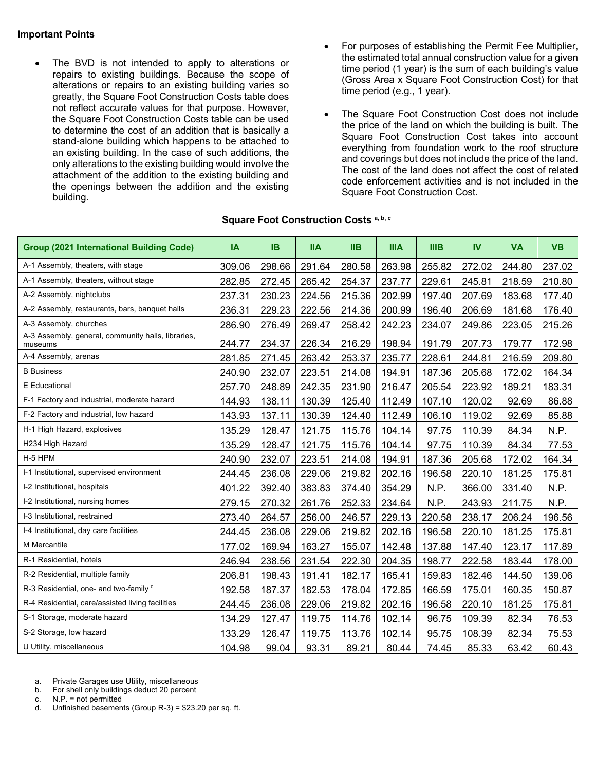**Important Points**

- The BVD is not intended to apply to alterations or repairs to existing buildings. Because the scope of alterations or repairs to an existing building varies so greatly, the Square Foot Construction Costs table does not reflect accurate values for that purpose. However, the Square Foot Construction Costs table can be used to determine the cost of an addition that is basically a stand-alone building which happens to be attached to an existing building. In the case of such additions, the only alterations to the existing building would involve the attachment of the addition to the existing building and the openings between the addition and the existing building.

- For purposes of establishing the Permit Fee Multiplier, the estimated total annual construction value for a given time period (1 year) is the sum of each building's value (Gross Area x Square Foot Construction Cost) for that time period (e.g., 1 year).

- The Square Foot Construction Cost does not include the price of the land on which the building is built. The Square Foot Construction Cost takes into account everything from foundation work to the roof structure and coverings but does not include the price of the land. The cost of the land does not affect the cost of related code enforcement activities and is not included in the Square Foot Construction Cost.

**Square Foot Construction Costs [a, b, c]**

| Group (2021 International Building Code) | IA | IB | IIA | IIB | IIIA | IIIB | IV | VA | VB |
|---|---|---|---|---|---|---|---|---|---|
| A-1 Assembly, theaters, with stage | 309.06 | 298.66 | 291.64 | 280.58 | 263.98 | 255.82 | 272.02 | 244.80 | 237.02 |
| A-1 Assembly, theaters, without stage | 282.85 | 272.45 | 265.42 | 254.37 | 237.77 | 229.61 | 245.81 | 218.59 | 210.80 |
| A-2 Assembly, nightclubs | 237.31 | 230.23 | 224.56 | 215.36 | 202.99 | 197.40 | 207.69 | 183.68 | 177.40 |
| A-2 Assembly, restaurants, bars, banquet halls | 236.31 | 229.23 | 222.56 | 214.36 | 200.99 | 196.40 | 206.69 | 181.68 | 176.40 |
| A-3 Assembly, churches | 286.90 | 276.49 | 269.47 | 258.42 | 242.23 | 234.07 | 249.86 | 223.05 | 215.26 |
| A-3 Assembly, general, community halls, libraries, museums | 244.77 | 234.37 | 226.34 | 216.29 | 198.94 | 191.79 | 207.73 | 179.77 | 172.98 |
| A-4 Assembly, arenas | 281.85 | 271.45 | 263.42 | 253.37 | 235.77 | 228.61 | 244.81 | 216.59 | 209.80 |
| B Business | 240.90 | 232.07 | 223.51 | 214.08 | 194.91 | 187.36 | 205.68 | 172.02 | 164.34 |
| E Educational | 257.70 | 248.89 | 242.35 | 231.90 | 216.47 | 205.54 | 223.92 | 189.21 | 183.31 |
| F-1 Factory and industrial, moderate hazard | 144.93 | 138.11 | 130.39 | 125.40 | 112.49 | 107.10 | 120.02 | 92.69 | 86.88 |
| F-2 Factory and industrial, low hazard | 143.93 | 137.11 | 130.39 | 124.40 | 112.49 | 106.10 | 119.02 | 92.69 | 85.88 |
| H-1 High Hazard, explosives | 135.29 | 128.47 | 121.75 | 115.76 | 104.14 | 97.75 | 110.39 | 84.34 | N.P. |
| H234 High Hazard | 135.29 | 128.47 | 121.75 | 115.76 | 104.14 | 97.75 | 110.39 | 84.34 | 77.53 |
| H-5 HPM | 240.90 | 232.07 | 223.51 | 214.08 | 194.91 | 187.36 | 205.68 | 172.02 | 164.34 |
| I-1 Institutional, supervised environment | 244.45 | 236.08 | 229.06 | 219.82 | 202.16 | 196.58 | 220.10 | 181.25 | 175.81 |
| I-2 Institutional, hospitals | 401.22 | 392.40 | 383.83 | 374.40 | 354.29 | N.P. | 366.00 | 331.40 | N.P. |
| I-2 Institutional, nursing homes | 279.15 | 270.32 | 261.76 | 252.33 | 234.64 | N.P. | 243.93 | 211.75 | N.P. |
| I-3 Institutional, restrained | 273.40 | 264.57 | 256.00 | 246.57 | 229.13 | 220.58 | 238.17 | 206.24 | 196.56 |
| I-4 Institutional, day care facilities | 244.45 | 236.08 | 229.06 | 219.82 | 202.16 | 196.58 | 220.10 | 181.25 | 175.81 |
| M Mercantile | 177.02 | 169.94 | 163.27 | 155.07 | 142.48 | 137.88 | 147.40 | 123.17 | 117.89 |
| R-1 Residential, hotels | 246.94 | 238.56 | 231.54 | 222.30 | 204.35 | 198.77 | 222.58 | 183.44 | 178.00 |
| R-2 Residential, multiple family | 206.81 | 198.43 | 191.41 | 182.17 | 165.41 | 159.83 | 182.46 | 144.50 | 139.06 |
| R-3 Residential, one- and two-family [d] | 192.58 | 187.37 | 182.53 | 178.04 | 172.85 | 166.59 | 175.01 | 160.35 | 150.87 |
| R-4 Residential, care/assisted living facilities | 244.45 | 236.08 | 229.06 | 219.82 | 202.16 | 196.58 | 220.10 | 181.25 | 175.81 |
| S-1 Storage, moderate hazard | 134.29 | 127.47 | 119.75 | 114.76 | 102.14 | 96.75 | 109.39 | 82.34 | 76.53 |
| S-2 Storage, low hazard | 133.29 | 126.47 | 119.75 | 113.76 | 102.14 | 95.75 | 108.39 | 82.34 | 75.53 |
| U Utility, miscellaneous | 104.98 | 99.04 | 93.31 | 89.21 | 80.44 | 74.45 | 85.33 | 63.42 | 60.43 |

a. Private Garages use Utility, miscellaneous
b. For shell only buildings deduct 20 percent
c. N.P. = not permitted
d. Unfinished basements (Group R-3) = $23.20 per sq. ft.